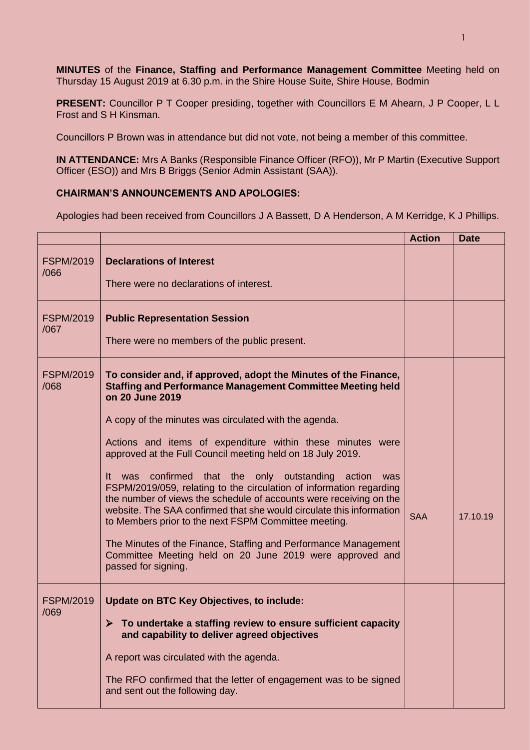**MINUTES** of the **Finance, Staffing and Performance Management Committee** Meeting held on Thursday 15 August 2019 at 6.30 p.m. in the Shire House Suite, Shire House, Bodmin

**PRESENT:** Councillor P T Cooper presiding, together with Councillors E M Ahearn, J P Cooper, L L Frost and S H Kinsman.

Councillors P Brown was in attendance but did not vote, not being a member of this committee.

**IN ATTENDANCE:** Mrs A Banks (Responsible Finance Officer (RFO)), Mr P Martin (Executive Support Officer (ESO)) and Mrs B Briggs (Senior Admin Assistant (SAA)).

**CHAIRMAN'S ANNOUNCEMENTS AND APOLOGIES:**

Apologies had been received from Councillors J A Bassett, D A Henderson, A M Kerridge, K J Phillips.

| | | Action | Date |
|---|---|---|---|
| FSPM/2019/066 | **Declarations of Interest**<br><br>There were no declarations of interest. | | |
| FSPM/2019/067 | **Public Representation Session**<br><br>There were no members of the public present. | | |
| FSPM/2019/068 | **To consider and, if approved, adopt the Minutes of the Finance, Staffing and Performance Management Committee Meeting held on 20 June 2019**<br><br>A copy of the minutes was circulated with the agenda.<br><br>Actions and items of expenditure within these minutes were approved at the Full Council meeting held on 18 July 2019.<br><br>It was confirmed that the only outstanding action was FSPM/2019/059, relating to the circulation of information regarding the number of views the schedule of accounts were receiving on the website. The SAA confirmed that she would circulate this information to Members prior to the next FSPM Committee meeting.<br><br>The Minutes of the Finance, Staffing and Performance Management Committee Meeting held on 20 June 2019 were approved and passed for signing. | SAA | 17.10.19 |
| FSPM/2019/069 | **Update on BTC Key Objectives, to include:**<br><br>➢ **To undertake a staffing review to ensure sufficient capacity and capability to deliver agreed objectives**<br><br>A report was circulated with the agenda.<br><br>The RFO confirmed that the letter of engagement was to be signed and sent out the following day. | | |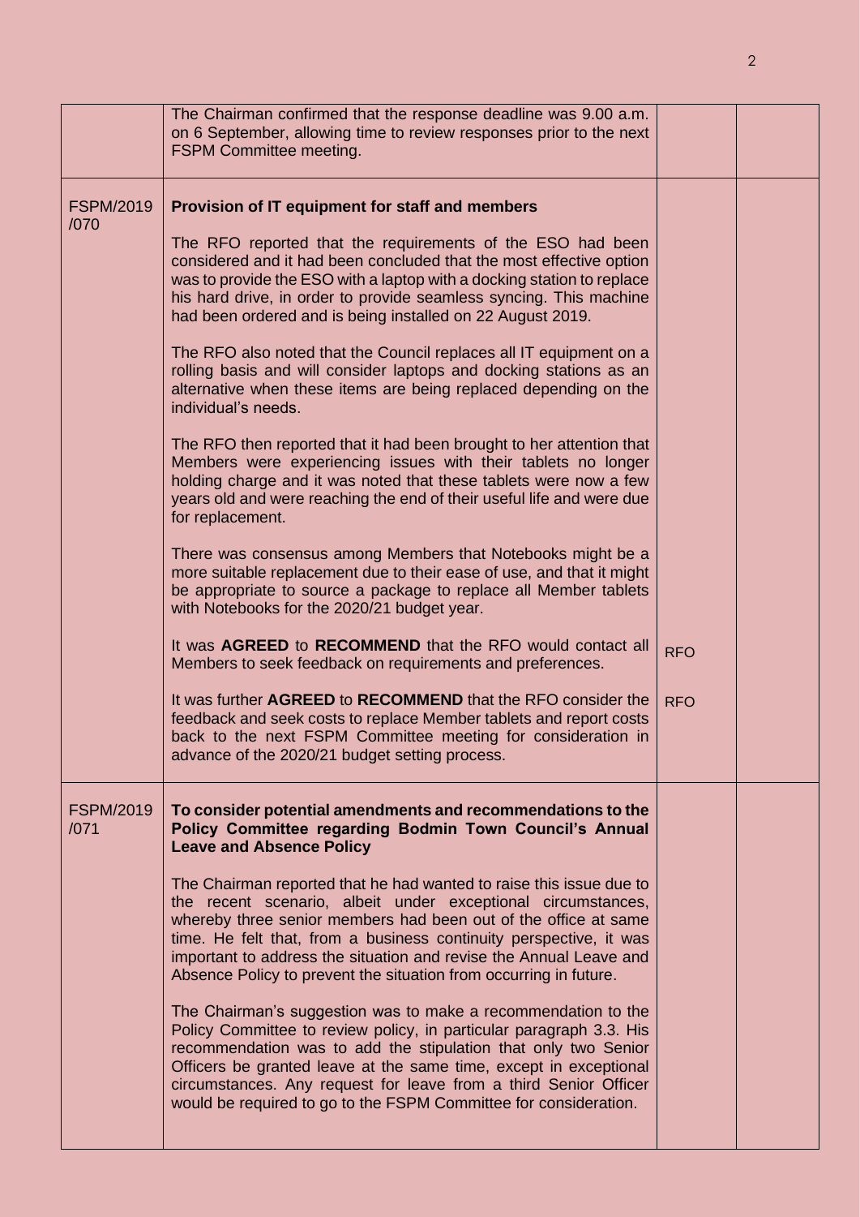| | | | |
|---|---|---|---|
| | The Chairman confirmed that the response deadline was 9.00 a.m. on 6 September, allowing time to review responses prior to the next FSPM Committee meeting. | | |
| FSPM/2019 /070 | **Provision of IT equipment for staff and members**<br><br>The RFO reported that the requirements of the ESO had been considered and it had been concluded that the most effective option was to provide the ESO with a laptop with a docking station to replace his hard drive, in order to provide seamless syncing. This machine had been ordered and is being installed on 22 August 2019.<br><br>The RFO also noted that the Council replaces all IT equipment on a rolling basis and will consider laptops and docking stations as an alternative when these items are being replaced depending on the individual's needs.<br><br>The RFO then reported that it had been brought to her attention that Members were experiencing issues with their tablets no longer holding charge and it was noted that these tablets were now a few years old and were reaching the end of their useful life and were due for replacement.<br><br>There was consensus among Members that Notebooks might be a more suitable replacement due to their ease of use, and that it might be appropriate to source a package to replace all Member tablets with Notebooks for the 2020/21 budget year.<br><br>It was **AGREED** to **RECOMMEND** that the RFO would contact all Members to seek feedback on requirements and preferences.<br><br>It was further **AGREED** to **RECOMMEND** that the RFO consider the feedback and seek costs to replace Member tablets and report costs back to the next FSPM Committee meeting for consideration in advance of the 2020/21 budget setting process. | RFO<br><br>RFO | |
| FSPM/2019 /071 | **To consider potential amendments and recommendations to the Policy Committee regarding Bodmin Town Council's Annual Leave and Absence Policy**<br><br>The Chairman reported that he had wanted to raise this issue due to the recent scenario, albeit under exceptional circumstances, whereby three senior members had been out of the office at same time. He felt that, from a business continuity perspective, it was important to address the situation and revise the Annual Leave and Absence Policy to prevent the situation from occurring in future.<br><br>The Chairman's suggestion was to make a recommendation to the Policy Committee to review policy, in particular paragraph 3.3. His recommendation was to add the stipulation that only two Senior Officers be granted leave at the same time, except in exceptional circumstances. Any request for leave from a third Senior Officer would be required to go to the FSPM Committee for consideration. | | |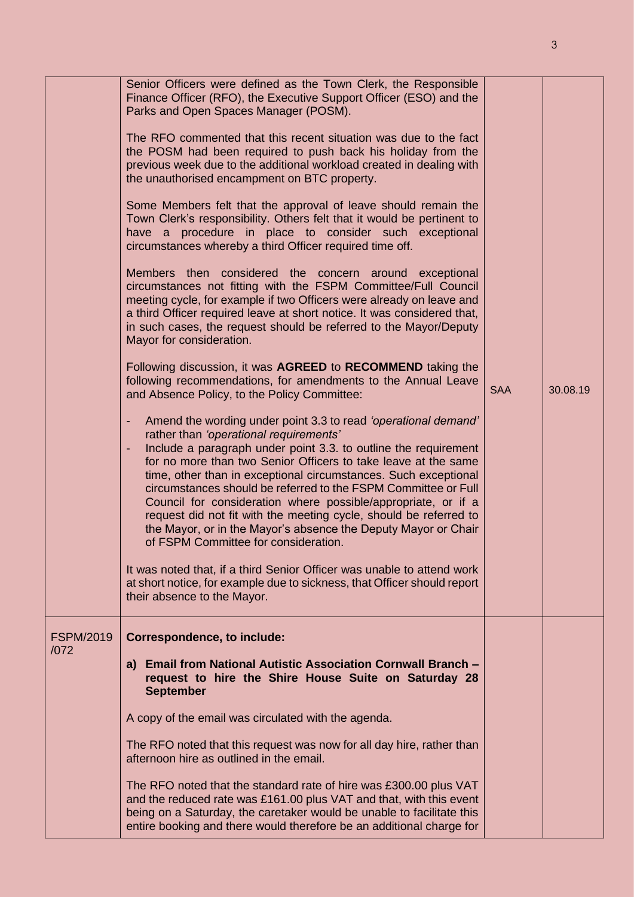| | | | |
|---|---|---|---|
| | Senior Officers were defined as the Town Clerk, the Responsible Finance Officer (RFO), the Executive Support Officer (ESO) and the Parks and Open Spaces Manager (POSM).<br><br>The RFO commented that this recent situation was due to the fact the POSM had been required to push back his holiday from the previous week due to the additional workload created in dealing with the unauthorised encampment on BTC property.<br><br>Some Members felt that the approval of leave should remain the Town Clerk's responsibility. Others felt that it would be pertinent to have a procedure in place to consider such exceptional circumstances whereby a third Officer required time off.<br><br>Members then considered the concern around exceptional circumstances not fitting with the FSPM Committee/Full Council meeting cycle, for example if two Officers were already on leave and a third Officer required leave at short notice. It was considered that, in such cases, the request should be referred to the Mayor/Deputy Mayor for consideration.<br><br>Following discussion, it was **AGREED** to **RECOMMEND** taking the following recommendations, for amendments to the Annual Leave and Absence Policy, to the Policy Committee:<br><br>- Amend the wording under point 3.3 to read *'operational demand'* rather than *'operational requirements'*<br>- Include a paragraph under point 3.3. to outline the requirement for no more than two Senior Officers to take leave at the same time, other than in exceptional circumstances. Such exceptional circumstances should be referred to the FSPM Committee or Full Council for consideration where possible/appropriate, or if a request did not fit with the meeting cycle, should be referred to the Mayor, or in the Mayor's absence the Deputy Mayor or Chair of FSPM Committee for consideration.<br><br>It was noted that, if a third Senior Officer was unable to attend work at short notice, for example due to sickness, that Officer should report their absence to the Mayor. | SAA | 30.08.19 |
| FSPM/2019 /072 | **Correspondence, to include:**<br><br>**a) Email from National Autistic Association Cornwall Branch – request to hire the Shire House Suite on Saturday 28 September**<br><br>A copy of the email was circulated with the agenda.<br><br>The RFO noted that this request was now for all day hire, rather than afternoon hire as outlined in the email.<br><br>The RFO noted that the standard rate of hire was £300.00 plus VAT and the reduced rate was £161.00 plus VAT and that, with this event being on a Saturday, the caretaker would be unable to facilitate this entire booking and there would therefore be an additional charge for | | |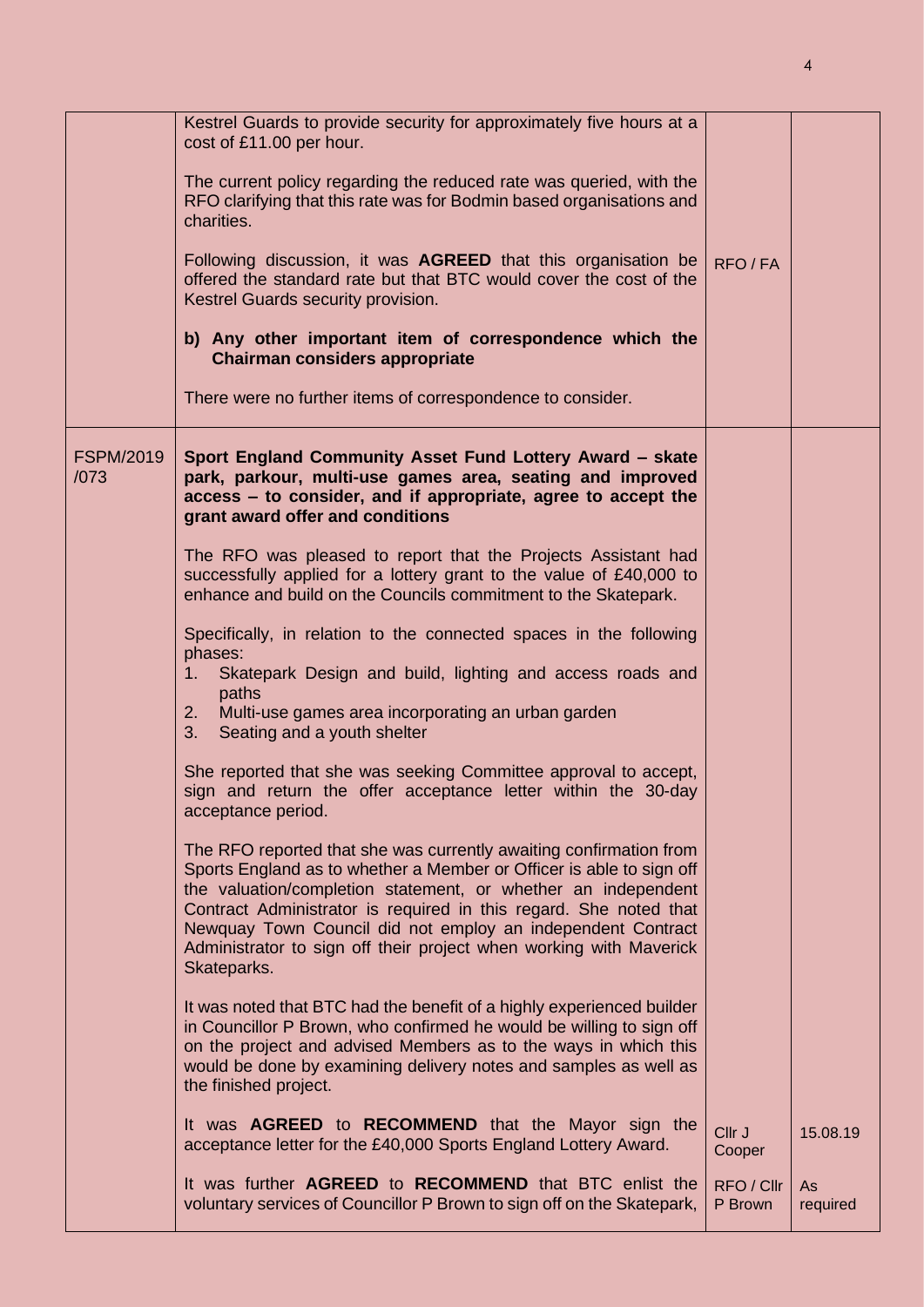| | | | |
|---|---|---|---|
| | Kestrel Guards to provide security for approximately five hours at a cost of £11.00 per hour.<br><br>The current policy regarding the reduced rate was queried, with the RFO clarifying that this rate was for Bodmin based organisations and charities.<br><br>Following discussion, it was **AGREED** that this organisation be offered the standard rate but that BTC would cover the cost of the Kestrel Guards security provision.<br><br>**b) Any other important item of correspondence which the Chairman considers appropriate**<br><br>There were no further items of correspondence to consider. | RFO / FA | |
| FSPM/2019 /073 | **Sport England Community Asset Fund Lottery Award – skate park, parkour, multi-use games area, seating and improved access – to consider, and if appropriate, agree to accept the grant award offer and conditions**<br><br>The RFO was pleased to report that the Projects Assistant had successfully applied for a lottery grant to the value of £40,000 to enhance and build on the Councils commitment to the Skatepark.<br><br>Specifically, in relation to the connected spaces in the following phases:<br>1. Skatepark Design and build, lighting and access roads and paths<br>2. Multi-use games area incorporating an urban garden<br>3. Seating and a youth shelter<br><br>She reported that she was seeking Committee approval to accept, sign and return the offer acceptance letter within the 30-day acceptance period.<br><br>The RFO reported that she was currently awaiting confirmation from Sports England as to whether a Member or Officer is able to sign off the valuation/completion statement, or whether an independent Contract Administrator is required in this regard. She noted that Newquay Town Council did not employ an independent Contract Administrator to sign off their project when working with Maverick Skateparks.<br><br>It was noted that BTC had the benefit of a highly experienced builder in Councillor P Brown, who confirmed he would be willing to sign off on the project and advised Members as to the ways in which this would be done by examining delivery notes and samples as well as the finished project.<br><br>It was **AGREED** to **RECOMMEND** that the Mayor sign the acceptance letter for the £40,000 Sports England Lottery Award.<br><br>It was further **AGREED** to **RECOMMEND** that BTC enlist the voluntary services of Councillor P Brown to sign off on the Skatepark, | Cllr J Cooper<br><br>RFO / Cllr P Brown | 15.08.19<br><br>As required |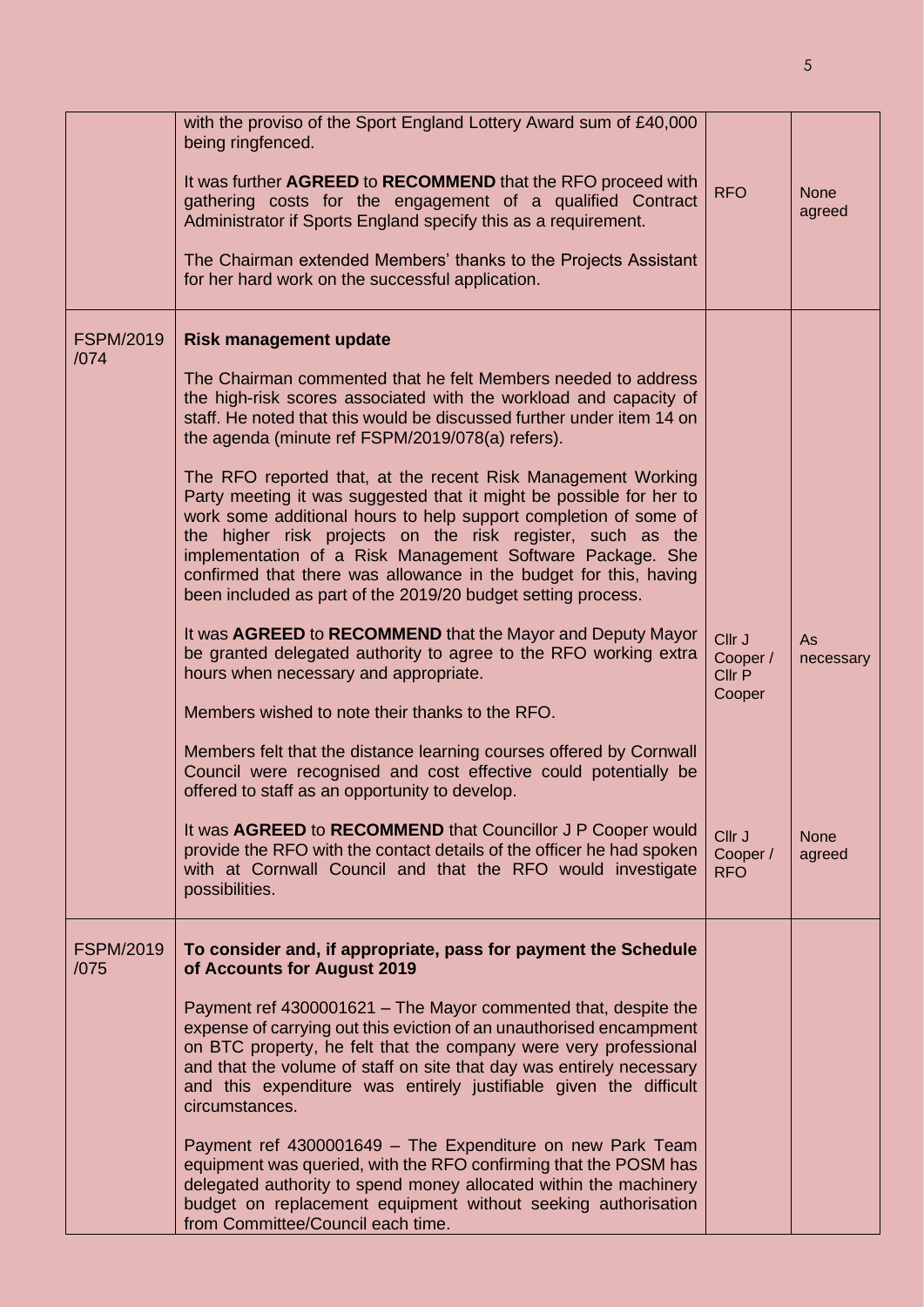| | | | |
|---|---|---|---|
| | with the proviso of the Sport England Lottery Award sum of £40,000 being ringfenced.<br><br>It was further **AGREED** to **RECOMMEND** that the RFO proceed with gathering costs for the engagement of a qualified Contract Administrator if Sports England specify this as a requirement.<br><br>The Chairman extended Members' thanks to the Projects Assistant for her hard work on the successful application. | RFO | None agreed |
| FSPM/2019/074 | **Risk management update**<br><br>The Chairman commented that he felt Members needed to address the high-risk scores associated with the workload and capacity of staff. He noted that this would be discussed further under item 14 on the agenda (minute ref FSPM/2019/078(a) refers).<br><br>The RFO reported that, at the recent Risk Management Working Party meeting it was suggested that it might be possible for her to work some additional hours to help support completion of some of the higher risk projects on the risk register, such as the implementation of a Risk Management Software Package. She confirmed that there was allowance in the budget for this, having been included as part of the 2019/20 budget setting process.<br><br>It was **AGREED** to **RECOMMEND** that the Mayor and Deputy Mayor be granted delegated authority to agree to the RFO working extra hours when necessary and appropriate.<br><br>Members wished to note their thanks to the RFO.<br><br>Members felt that the distance learning courses offered by Cornwall Council were recognised and cost effective could potentially be offered to staff as an opportunity to develop.<br><br>It was **AGREED** to **RECOMMEND** that Councillor J P Cooper would provide the RFO with the contact details of the officer he had spoken with at Cornwall Council and that the RFO would investigate possibilities. | Cllr J Cooper / Cllr P Cooper<br><br>Cllr J Cooper / RFO | As necessary<br><br>None agreed |
| FSPM/2019/075 | **To consider and, if appropriate, pass for payment the Schedule of Accounts for August 2019**<br><br>Payment ref 4300001621 – The Mayor commented that, despite the expense of carrying out this eviction of an unauthorised encampment on BTC property, he felt that the company were very professional and that the volume of staff on site that day was entirely necessary and this expenditure was entirely justifiable given the difficult circumstances.<br><br>Payment ref 4300001649 – The Expenditure on new Park Team equipment was queried, with the RFO confirming that the POSM has delegated authority to spend money allocated within the machinery budget on replacement equipment without seeking authorisation from Committee/Council each time. | | |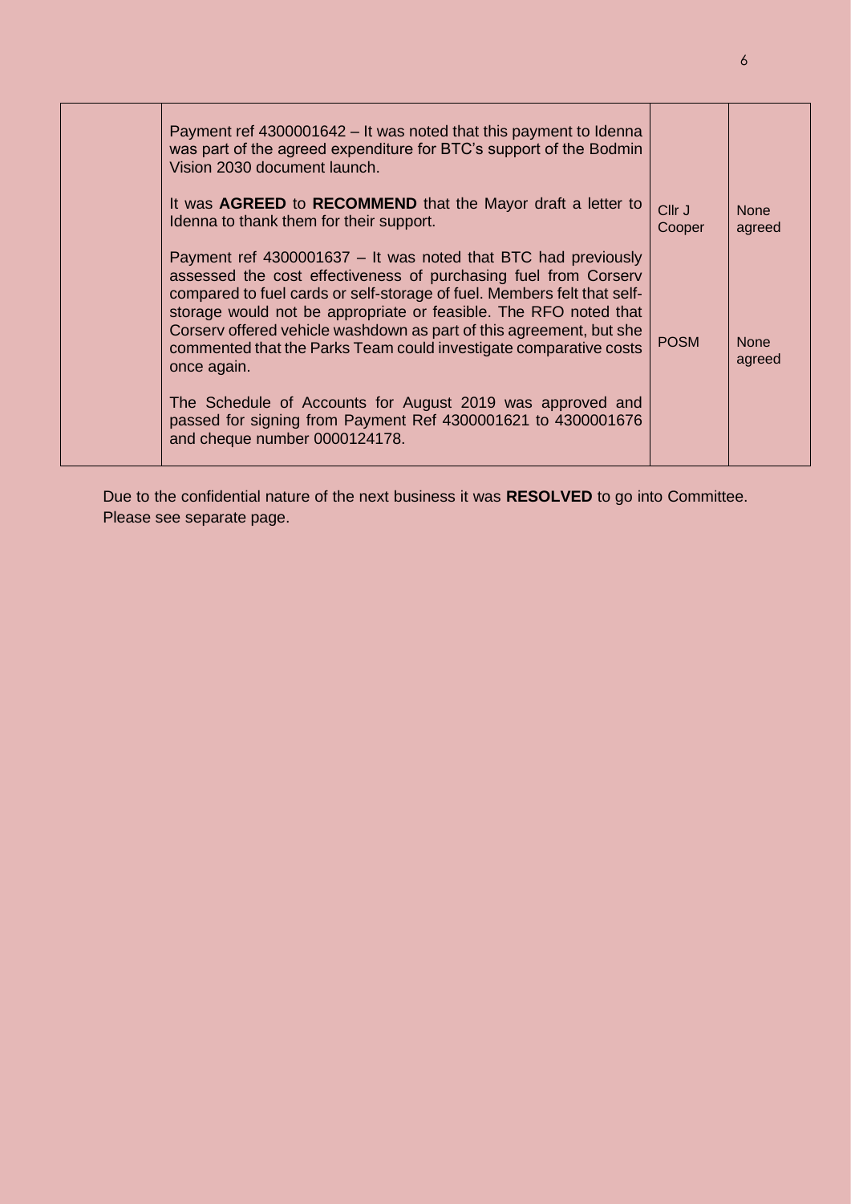| | | | |
|---|---|---|---|
| | Payment ref 4300001642 – It was noted that this payment to Idenna was part of the agreed expenditure for BTC's support of the Bodmin Vision 2030 document launch.<br><br>It was **AGREED** to **RECOMMEND** that the Mayor draft a letter to Idenna to thank them for their support. | Cllr J Cooper | None agreed |
| | Payment ref 4300001637 – It was noted that BTC had previously assessed the cost effectiveness of purchasing fuel from Corserv compared to fuel cards or self-storage of fuel. Members felt that self-storage would not be appropriate or feasible. The RFO noted that Corserv offered vehicle washdown as part of this agreement, but she commented that the Parks Team could investigate comparative costs once again. | POSM | None agreed |
| | The Schedule of Accounts for August 2019 was approved and passed for signing from Payment Ref 4300001621 to 4300001676 and cheque number 0000124178. | | |

Due to the confidential nature of the next business it was **RESOLVED** to go into Committee. Please see separate page.